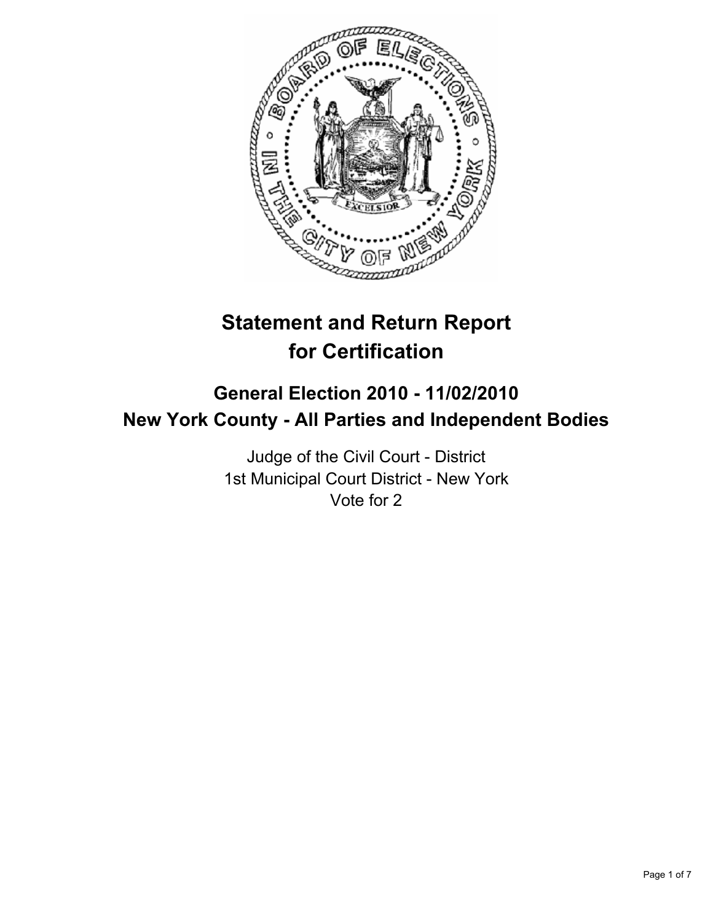# Statement and Return Report for Certification

## General Election 2010 - 11/02/2010
## New York County - All Parties and Independent Bodies

Judge of the Civil Court - District
1st Municipal Court District - New York
Vote for 2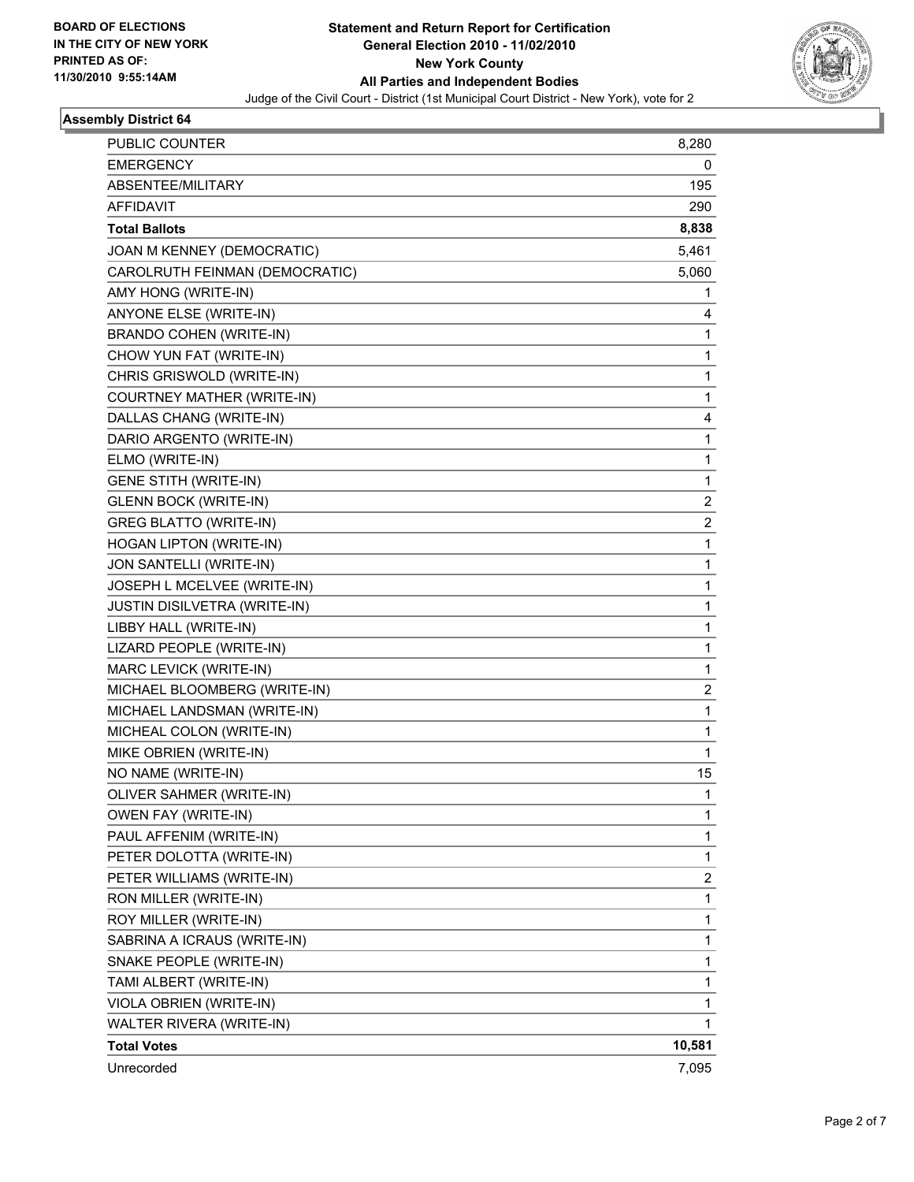**BOARD OF ELECTIONS IN THE CITY OF NEW YORK PRINTED AS OF: 11/30/2010 9:55:14AM**

# Statement and Return Report for Certification
## General Election 2010 - 11/02/2010
## New York County
## All Parties and Independent Bodies

Judge of the Civil Court - District (1st Municipal Court District - New York), vote for 2

### Assembly District 64

| | |
|---|---|
| PUBLIC COUNTER | 8,280 |
| EMERGENCY | 0 |
| ABSENTEE/MILITARY | 195 |
| AFFIDAVIT | 290 |
| **Total Ballots** | **8,838** |
| JOAN M KENNEY (DEMOCRATIC) | 5,461 |
| CAROLRUTH FEINMAN (DEMOCRATIC) | 5,060 |
| AMY HONG (WRITE-IN) | 1 |
| ANYONE ELSE (WRITE-IN) | 4 |
| BRANDO COHEN (WRITE-IN) | 1 |
| CHOW YUN FAT (WRITE-IN) | 1 |
| CHRIS GRISWOLD (WRITE-IN) | 1 |
| COURTNEY MATHER (WRITE-IN) | 1 |
| DALLAS CHANG (WRITE-IN) | 4 |
| DARIO ARGENTO (WRITE-IN) | 1 |
| ELMO (WRITE-IN) | 1 |
| GENE STITH (WRITE-IN) | 1 |
| GLENN BOCK (WRITE-IN) | 2 |
| GREG BLATTO (WRITE-IN) | 2 |
| HOGAN LIPTON (WRITE-IN) | 1 |
| JON SANTELLI (WRITE-IN) | 1 |
| JOSEPH L MCELVEE (WRITE-IN) | 1 |
| JUSTIN DISILVETRA (WRITE-IN) | 1 |
| LIBBY HALL (WRITE-IN) | 1 |
| LIZARD PEOPLE (WRITE-IN) | 1 |
| MARC LEVICK (WRITE-IN) | 1 |
| MICHAEL BLOOMBERG (WRITE-IN) | 2 |
| MICHAEL LANDSMAN (WRITE-IN) | 1 |
| MICHEAL COLON (WRITE-IN) | 1 |
| MIKE OBRIEN (WRITE-IN) | 1 |
| NO NAME (WRITE-IN) | 15 |
| OLIVER SAHMER (WRITE-IN) | 1 |
| OWEN FAY (WRITE-IN) | 1 |
| PAUL AFFENIM (WRITE-IN) | 1 |
| PETER DOLOTTA (WRITE-IN) | 1 |
| PETER WILLIAMS (WRITE-IN) | 2 |
| RON MILLER (WRITE-IN) | 1 |
| ROY MILLER (WRITE-IN) | 1 |
| SABRINA A ICRAUS (WRITE-IN) | 1 |
| SNAKE PEOPLE (WRITE-IN) | 1 |
| TAMI ALBERT (WRITE-IN) | 1 |
| VIOLA OBRIEN (WRITE-IN) | 1 |
| WALTER RIVERA (WRITE-IN) | 1 |
| **Total Votes** | **10,581** |
| Unrecorded | 7,095 |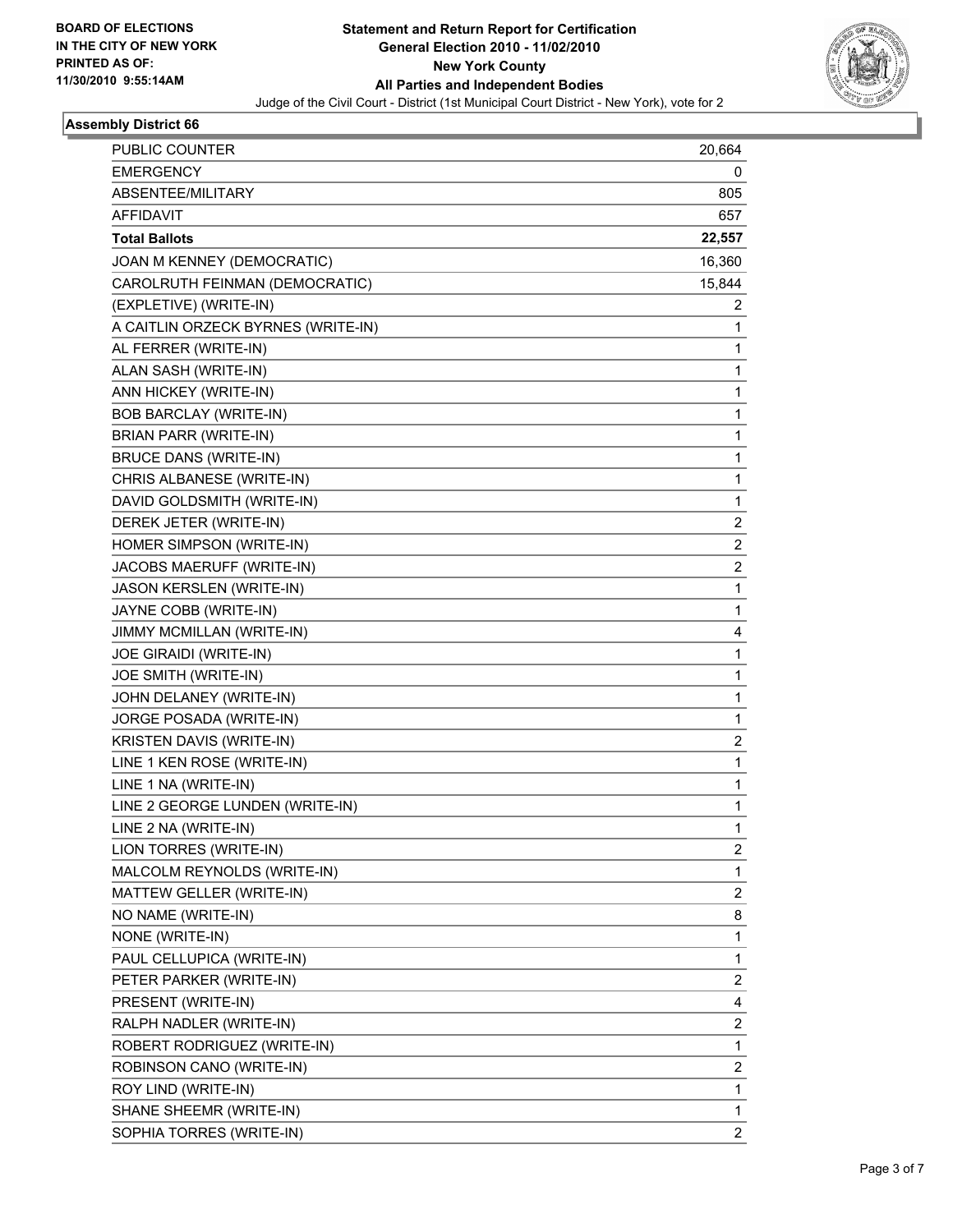**BOARD OF ELECTIONS IN THE CITY OF NEW YORK PRINTED AS OF: 11/30/2010 9:55:14AM**

# Statement and Return Report for Certification
## General Election 2010 - 11/02/2010
## New York County
## All Parties and Independent Bodies

Judge of the Civil Court - District (1st Municipal Court District - New York), vote for 2

### Assembly District 66

| | |
|---|---|
| PUBLIC COUNTER | 20,664 |
| EMERGENCY | 0 |
| ABSENTEE/MILITARY | 805 |
| AFFIDAVIT | 657 |
| **Total Ballots** | **22,557** |
| JOAN M KENNEY (DEMOCRATIC) | 16,360 |
| CAROLRUTH FEINMAN (DEMOCRATIC) | 15,844 |
| (EXPLETIVE) (WRITE-IN) | 2 |
| A CAITLIN ORZECK BYRNES (WRITE-IN) | 1 |
| AL FERRER (WRITE-IN) | 1 |
| ALAN SASH (WRITE-IN) | 1 |
| ANN HICKEY (WRITE-IN) | 1 |
| BOB BARCLAY (WRITE-IN) | 1 |
| BRIAN PARR (WRITE-IN) | 1 |
| BRUCE DANS (WRITE-IN) | 1 |
| CHRIS ALBANESE (WRITE-IN) | 1 |
| DAVID GOLDSMITH (WRITE-IN) | 1 |
| DEREK JETER (WRITE-IN) | 2 |
| HOMER SIMPSON (WRITE-IN) | 2 |
| JACOBS MAERUFF (WRITE-IN) | 2 |
| JASON KERSLEN (WRITE-IN) | 1 |
| JAYNE COBB (WRITE-IN) | 1 |
| JIMMY MCMILLAN (WRITE-IN) | 4 |
| JOE GIRAIDI (WRITE-IN) | 1 |
| JOE SMITH (WRITE-IN) | 1 |
| JOHN DELANEY (WRITE-IN) | 1 |
| JORGE POSADA (WRITE-IN) | 1 |
| KRISTEN DAVIS (WRITE-IN) | 2 |
| LINE 1 KEN ROSE (WRITE-IN) | 1 |
| LINE 1 NA (WRITE-IN) | 1 |
| LINE 2 GEORGE LUNDEN (WRITE-IN) | 1 |
| LINE 2 NA (WRITE-IN) | 1 |
| LION TORRES (WRITE-IN) | 2 |
| MALCOLM REYNOLDS (WRITE-IN) | 1 |
| MATTEW GELLER (WRITE-IN) | 2 |
| NO NAME (WRITE-IN) | 8 |
| NONE (WRITE-IN) | 1 |
| PAUL CELLUPICA (WRITE-IN) | 1 |
| PETER PARKER (WRITE-IN) | 2 |
| PRESENT (WRITE-IN) | 4 |
| RALPH NADLER (WRITE-IN) | 2 |
| ROBERT RODRIGUEZ (WRITE-IN) | 1 |
| ROBINSON CANO (WRITE-IN) | 2 |
| ROY LIND (WRITE-IN) | 1 |
| SHANE SHEEMR (WRITE-IN) | 1 |
| SOPHIA TORRES (WRITE-IN) | 2 |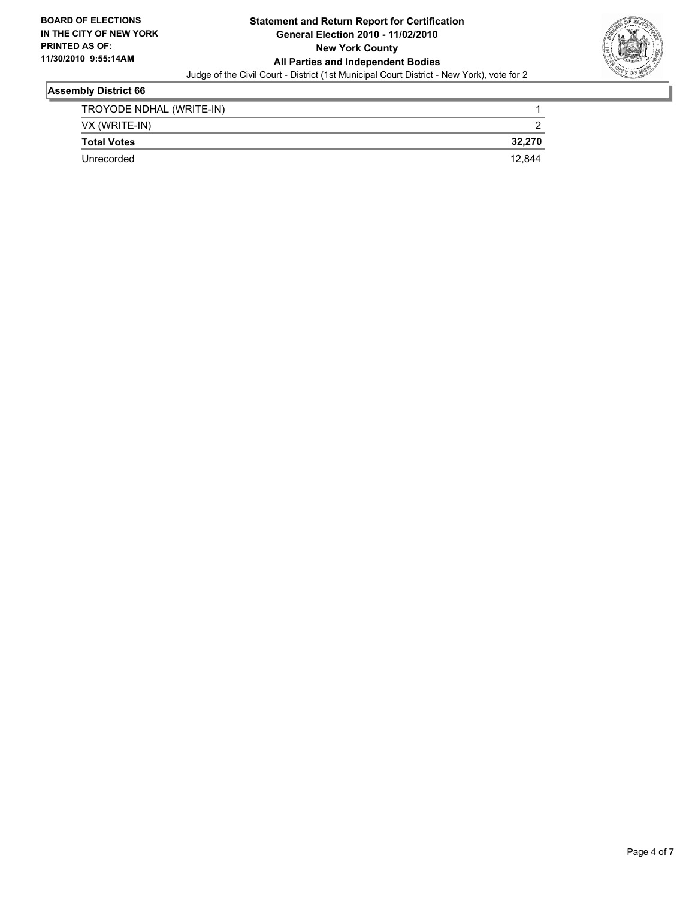**BOARD OF ELECTIONS IN THE CITY OF NEW YORK PRINTED AS OF: 11/30/2010 9:55:14AM**

**Statement and Return Report for Certification General Election 2010 - 11/02/2010 New York County All Parties and Independent Bodies**

Judge of the Civil Court - District (1st Municipal Court District - New York), vote for 2

## Assembly District 66

| | |
|---|---|
| TROYODE NDHAL (WRITE-IN) | 1 |
| VX (WRITE-IN) | 2 |
| **Total Votes** | **32,270** |
| Unrecorded | 12,844 |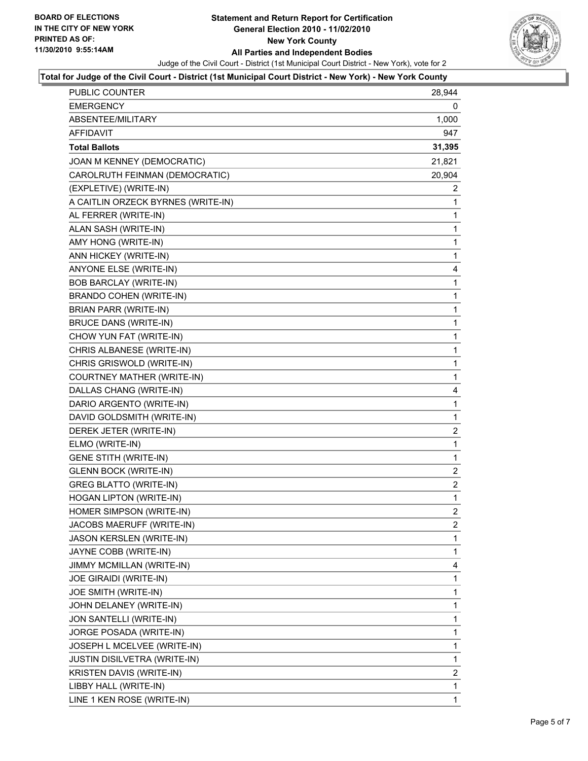**BOARD OF ELECTIONS IN THE CITY OF NEW YORK PRINTED AS OF: 11/30/2010 9:55:14AM**

# Statement and Return Report for Certification
## General Election 2010 - 11/02/2010
## New York County
## All Parties and Independent Bodies

Judge of the Civil Court - District (1st Municipal Court District - New York), vote for 2

**Total for Judge of the Civil Court - District (1st Municipal Court District - New York) - New York County**

| | |
|---|---|
| PUBLIC COUNTER | 28,944 |
| EMERGENCY | 0 |
| ABSENTEE/MILITARY | 1,000 |
| AFFIDAVIT | 947 |
| **Total Ballots** | **31,395** |
| JOAN M KENNEY (DEMOCRATIC) | 21,821 |
| CAROLRUTH FEINMAN (DEMOCRATIC) | 20,904 |
| (EXPLETIVE) (WRITE-IN) | 2 |
| A CAITLIN ORZECK BYRNES (WRITE-IN) | 1 |
| AL FERRER (WRITE-IN) | 1 |
| ALAN SASH (WRITE-IN) | 1 |
| AMY HONG (WRITE-IN) | 1 |
| ANN HICKEY (WRITE-IN) | 1 |
| ANYONE ELSE (WRITE-IN) | 4 |
| BOB BARCLAY (WRITE-IN) | 1 |
| BRANDO COHEN (WRITE-IN) | 1 |
| BRIAN PARR (WRITE-IN) | 1 |
| BRUCE DANS (WRITE-IN) | 1 |
| CHOW YUN FAT (WRITE-IN) | 1 |
| CHRIS ALBANESE (WRITE-IN) | 1 |
| CHRIS GRISWOLD (WRITE-IN) | 1 |
| COURTNEY MATHER (WRITE-IN) | 1 |
| DALLAS CHANG (WRITE-IN) | 4 |
| DARIO ARGENTO (WRITE-IN) | 1 |
| DAVID GOLDSMITH (WRITE-IN) | 1 |
| DEREK JETER (WRITE-IN) | 2 |
| ELMO (WRITE-IN) | 1 |
| GENE STITH (WRITE-IN) | 1 |
| GLENN BOCK (WRITE-IN) | 2 |
| GREG BLATTO (WRITE-IN) | 2 |
| HOGAN LIPTON (WRITE-IN) | 1 |
| HOMER SIMPSON (WRITE-IN) | 2 |
| JACOBS MAERUFF (WRITE-IN) | 2 |
| JASON KERSLEN (WRITE-IN) | 1 |
| JAYNE COBB (WRITE-IN) | 1 |
| JIMMY MCMILLAN (WRITE-IN) | 4 |
| JOE GIRAIDI (WRITE-IN) | 1 |
| JOE SMITH (WRITE-IN) | 1 |
| JOHN DELANEY (WRITE-IN) | 1 |
| JON SANTELLI (WRITE-IN) | 1 |
| JORGE POSADA (WRITE-IN) | 1 |
| JOSEPH L MCELVEE (WRITE-IN) | 1 |
| JUSTIN DISILVETRA (WRITE-IN) | 1 |
| KRISTEN DAVIS (WRITE-IN) | 2 |
| LIBBY HALL (WRITE-IN) | 1 |
| LINE 1 KEN ROSE (WRITE-IN) | 1 |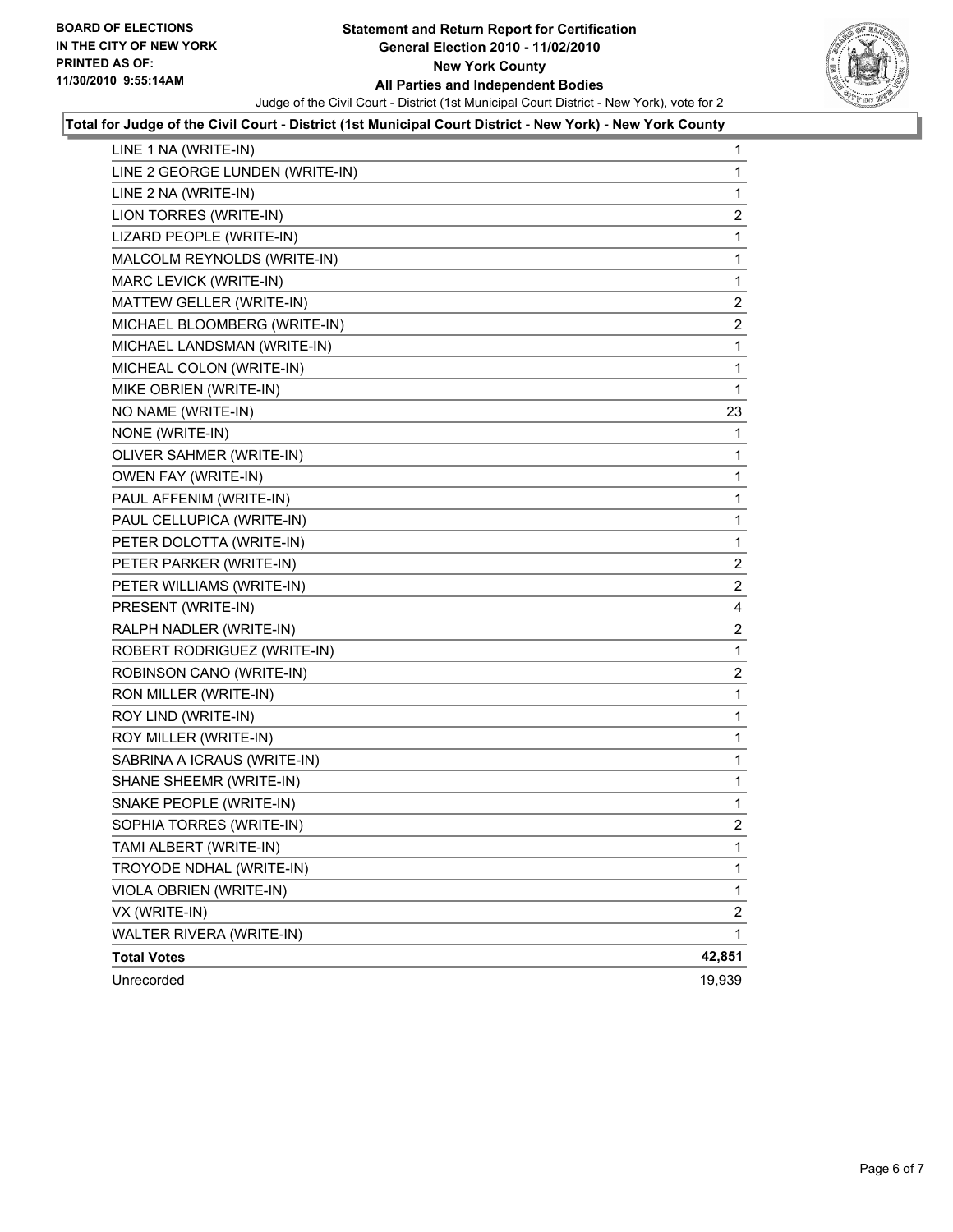**BOARD OF ELECTIONS IN THE CITY OF NEW YORK PRINTED AS OF: 11/30/2010 9:55:14AM**

# Statement and Return Report for Certification
## General Election 2010 - 11/02/2010
## New York County
## All Parties and Independent Bodies

Judge of the Civil Court - District (1st Municipal Court District - New York), vote for 2

**Total for Judge of the Civil Court - District (1st Municipal Court District - New York) - New York County**

| | |
|---|---|
| LINE 1 NA (WRITE-IN) | 1 |
| LINE 2 GEORGE LUNDEN (WRITE-IN) | 1 |
| LINE 2 NA (WRITE-IN) | 1 |
| LION TORRES (WRITE-IN) | 2 |
| LIZARD PEOPLE (WRITE-IN) | 1 |
| MALCOLM REYNOLDS (WRITE-IN) | 1 |
| MARC LEVICK (WRITE-IN) | 1 |
| MATTEW GELLER (WRITE-IN) | 2 |
| MICHAEL BLOOMBERG (WRITE-IN) | 2 |
| MICHAEL LANDSMAN (WRITE-IN) | 1 |
| MICHEAL COLON (WRITE-IN) | 1 |
| MIKE OBRIEN (WRITE-IN) | 1 |
| NO NAME (WRITE-IN) | 23 |
| NONE (WRITE-IN) | 1 |
| OLIVER SAHMER (WRITE-IN) | 1 |
| OWEN FAY (WRITE-IN) | 1 |
| PAUL AFFENIM (WRITE-IN) | 1 |
| PAUL CELLUPICA (WRITE-IN) | 1 |
| PETER DOLOTTA (WRITE-IN) | 1 |
| PETER PARKER (WRITE-IN) | 2 |
| PETER WILLIAMS (WRITE-IN) | 2 |
| PRESENT (WRITE-IN) | 4 |
| RALPH NADLER (WRITE-IN) | 2 |
| ROBERT RODRIGUEZ (WRITE-IN) | 1 |
| ROBINSON CANO (WRITE-IN) | 2 |
| RON MILLER (WRITE-IN) | 1 |
| ROY LIND (WRITE-IN) | 1 |
| ROY MILLER (WRITE-IN) | 1 |
| SABRINA A ICRAUS (WRITE-IN) | 1 |
| SHANE SHEEMR (WRITE-IN) | 1 |
| SNAKE PEOPLE (WRITE-IN) | 1 |
| SOPHIA TORRES (WRITE-IN) | 2 |
| TAMI ALBERT (WRITE-IN) | 1 |
| TROYODE NDHAL (WRITE-IN) | 1 |
| VIOLA OBRIEN (WRITE-IN) | 1 |
| VX (WRITE-IN) | 2 |
| WALTER RIVERA (WRITE-IN) | 1 |
| **Total Votes** | **42,851** |
| Unrecorded | 19,939 |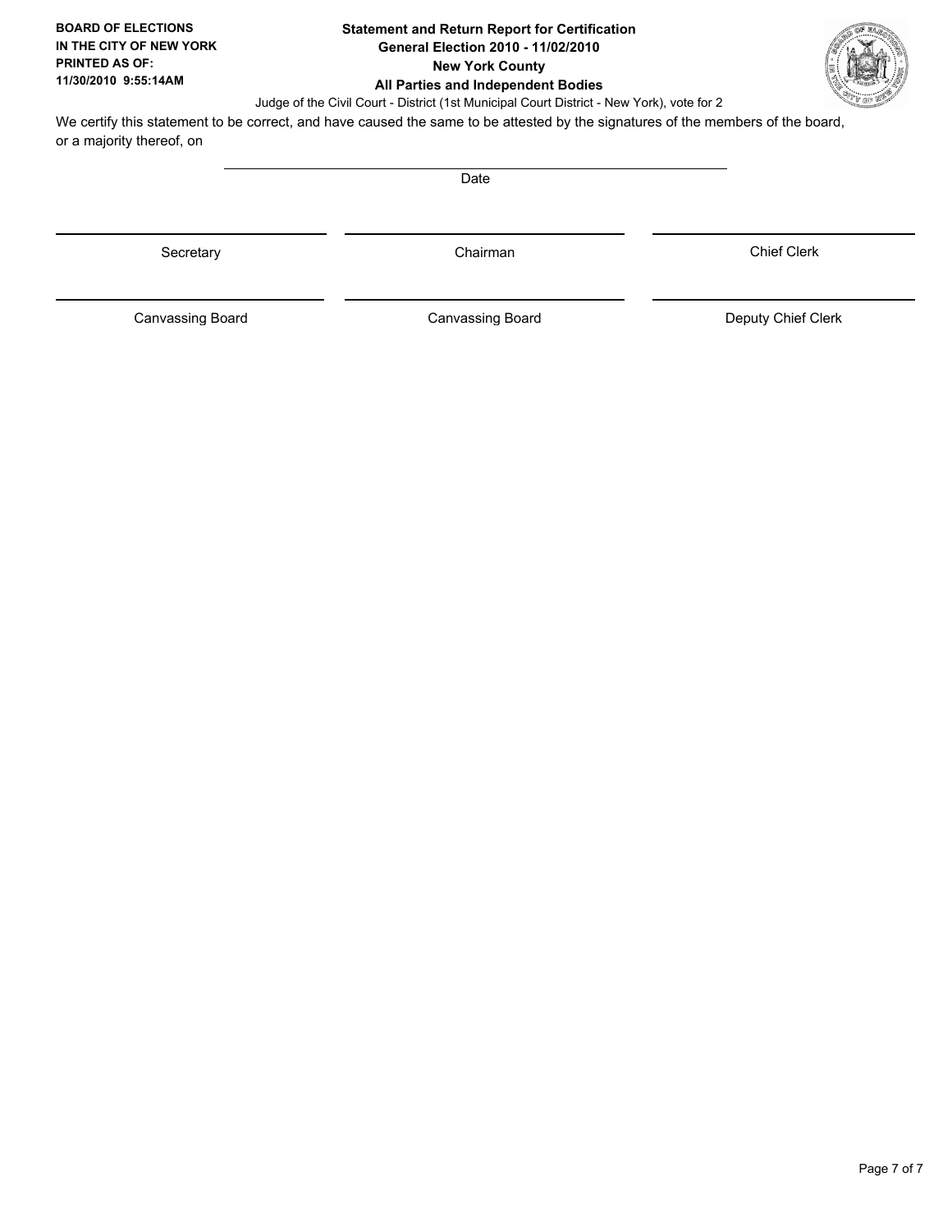We certify this statement to be correct, and have caused the same to be attested by the signatures of the members of the board, or a majority thereof, on

Date

| | | |
|---|---|---|
| Secretary | Chairman | Chief Clerk |
| Canvassing Board | Canvassing Board | Deputy Chief Clerk |